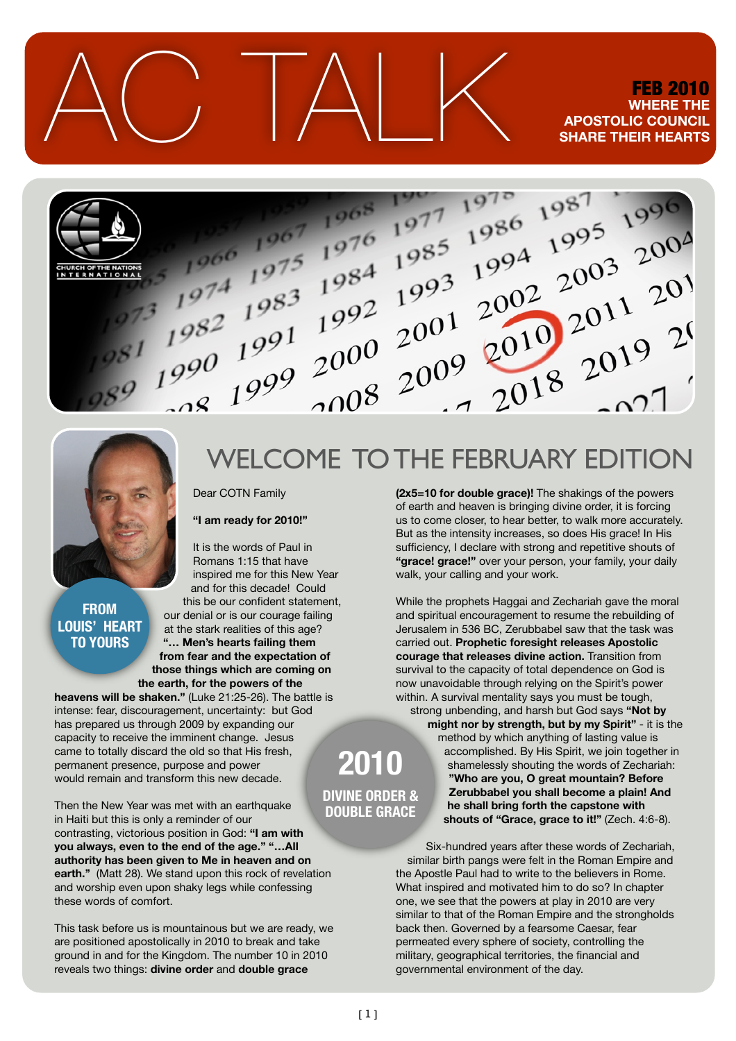# AC TALK

**FEB 2010**
**WHERE THE APOSTOLIC COUNCIL SHARE THEIR HEARTS**

## WELCOME TO THE FEBRUARY EDITION

**FROM LOUIS' HEART TO YOURS**

Dear COTN Family

**"I am ready for 2010!"**

It is the words of Paul in Romans 1:15 that have inspired me for this New Year and for this decade! Could this be our confident statement, our denial or is our courage failing at the stark realities of this age? **"… Men's hearts failing them from fear and the expectation of those things which are coming on the earth, for the powers of the heavens will be shaken."** (Luke 21:25-26). The battle is intense: fear, discouragement, uncertainty: but God has prepared us through 2009 by expanding our capacity to receive the imminent change. Jesus came to totally discard the old so that His fresh, permanent presence, purpose and power would remain and transform this new decade.

Then the New Year was met with an earthquake in Haiti but this is only a reminder of our contrasting, victorious position in God: **"I am with you always, even to the end of the age." "…All authority has been given to Me in heaven and on earth."** (Matt 28). We stand upon this rock of revelation and worship even upon shaky legs while confessing these words of comfort.

This task before us is mountainous but we are ready, we are positioned apostolically in 2010 to break and take ground in and for the Kingdom. The number 10 in 2010 reveals two things: **divine order** and **double grace** **(2x5=10 for double grace)!** The shakings of the powers of earth and heaven is bringing divine order, it is forcing us to come closer, to hear better, to walk more accurately. But as the intensity increases, so does His grace! In His sufficiency, I declare with strong and repetitive shouts of **"grace! grace!"** over your person, your family, your daily walk, your calling and your work.

**2010**
**DIVINE ORDER & DOUBLE GRACE**

While the prophets Haggai and Zecharia gave the moral and spiritual encouragement to resume the rebuilding of Jerusalem in 536 BC, Zerubbabel saw that the task was carried out. **Prophetic foresight releases Apostolic courage that releases divine action.** Transition from survival to the capacity of total dependence on God is now unavoidable through relying on the Spirit's power within. A survival mentality says you must be tough, strong unbending, and harsh but God says **"Not by might nor by strength, but by my Spirit"** - it is the method by which anything of lasting value is accomplished. By His Spirit, we join together in shamelessly shouting the words of Zecharia: **"Who are you, O great mountain? Before Zerubbabel you shall become a plain! And he shall bring forth the capstone with shouts of "Grace, grace to it!"** (Zech. 4:6-8).

Six-hundred years after these words of Zechariah, similar birth pangs were felt in the Roman Empire and the Apostle Paul had to write to the believers in Rome. What inspired and motivated him to do so? In chapter one, we see that the powers at play in 2010 are very similar to that of the Roman Empire and the strongholds back then. Governed by a fearsome Caesar, fear permeated every sphere of society, controlling the military, geographical territories, the financial and governmental environment of the day.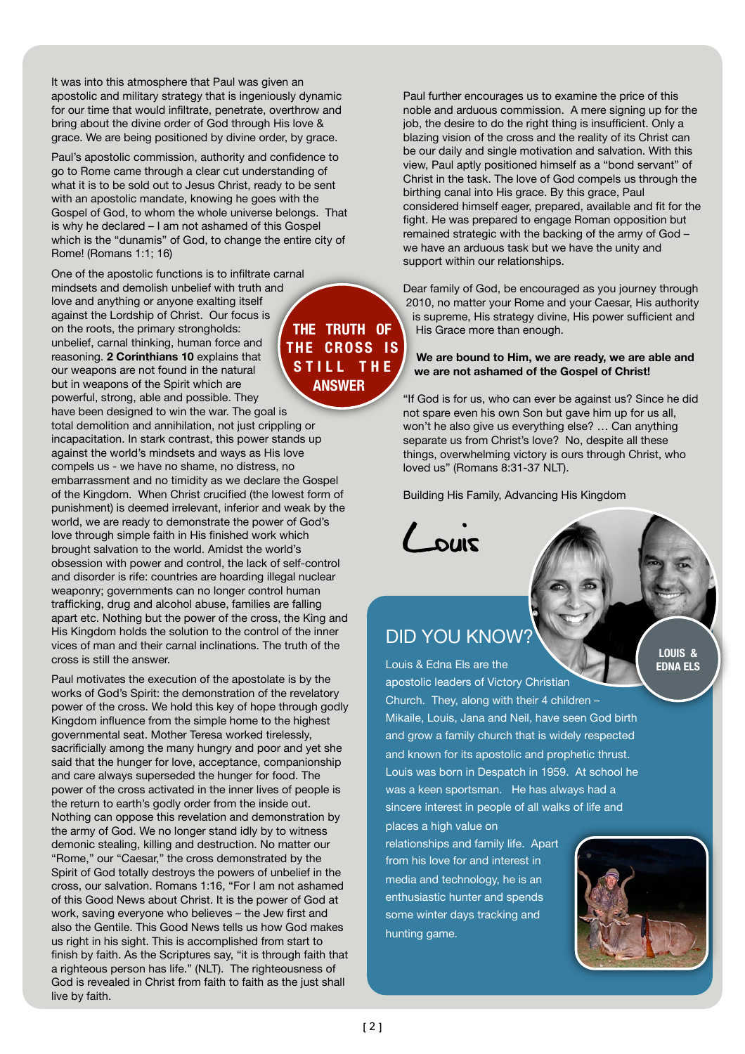It was into this atmosphere that Paul was given an apostolic and military strategy that is ingeniously dynamic for our time that would infiltrate, penetrate, overthrow and bring about the divine order of God through His love & grace. We are being positioned by divine order, by grace.

Paul's apostolic commission, authority and confidence to go to Rome came through a clear cut understanding of what it is to be sold out to Jesus Christ, ready to be sent with an apostolic mandate, knowing he goes with the Gospel of God, to whom the whole universe belongs. That is why he declared – I am not ashamed of this Gospel which is the "dunamis" of God, to change the entire city of Rome! (Romans 1:1; 16)

**THE TRUTH OF THE CROSS IS STILL THE ANSWER**

One of the apostolic functions is to infiltrate carnal mindsets and demolish unbelief with truth and love and anything or anyone exalting itself against the Lordship of Christ. Our focus is on the roots, the primary strongholds: unbelief, carnal thinking, human force and reasoning. **2 Corinthians 10** explains that our weapons are not found in the natural but in weapons of the Spirit which are powerful, strong, able and possible. They have been designed to win the war. The goal is total demolition and annihilation, not just crippling or incapacitation. In stark contrast, this power stands up against the world's mindsets and ways as His love compels us - we have no shame, no distress, no embarrassment and no timidity as we declare the Gospel of the Kingdom. When Christ crucified (the lowest form of punishment) is deemed irrelevant, inferior and weak by the world, we are ready to demonstrate the power of God's love through simple faith in His finished work which brought salvation to the world. Amidst the world's obsession with power and control, the lack of self-control and disorder is rife: countries are hoarding illegal nuclear weaponry; governments can no longer control human trafficking, drug and alcohol abuse, families are falling apart etc. Nothing but the power of the cross, the King and His Kingdom holds the solution to the control of the inner vices of man and their carnal inclinations. The truth of the cross is still the answer.

Paul motivates the execution of the apostolate is by the works of God's Spirit: the demonstration of the revelatory power of the cross. We hold this key of hope through godly Kingdom influence from the simple home to the highest governmental seat. Mother Teresa worked tirelessly, sacrificially among the many hungry and poor and yet she said that the hunger for love, acceptance, companionship and care always superseded the hunger for food. The power of the cross activated in the inner lives of people is the return to earth's godly order from the inside out. Nothing can oppose this revelation and demonstration by the army of God. We no longer stand idly by to witness demonic stealing, killing and destruction. No matter our "Rome," our "Caesar," the cross demonstrated by the Spirit of God totally destroys the powers of unbelief in the cross, our salvation. Romans 1:16, "For I am not ashamed of this Good News about Christ. It is the power of God at work, saving everyone who believes – the Jew first and also the Gentile. This Good News tells us how God makes us right in his sight. This is accomplished from start to finish by faith. As the Scriptures say, "it is through faith that a righteous person has life." (NLT). The righteousness of God is revealed in Christ from faith to faith as the just shall live by faith.

Paul further encourages us to examine the price of this noble and arduous commission. A mere signing up for the job, the desire to do the right thing is insufficient. Only a blazing vision of the cross and the reality of its Christ can be our daily and single motivation and salvation. With this view, Paul aptly positioned himself as a "bond servant" of Christ in the task. The love of God compels us through the birthing canal into His grace. By this grace, Paul considered himself eager, prepared, available and fit for the fight. He was prepared to engage Roman opposition but remained strategic with the backing of the army of God – we have an arduous task but we have the unity and support within our relationships.

Dear family of God, be encouraged as you journey through 2010, no matter your Rome and your Caesar, His authority is supreme, His strategy divine, His power sufficient and His Grace more than enough.

**We are bound to Him, we are ready, we are able and we are not ashamed of the Gospel of Christ!**

"If God is for us, who can ever be against us? Since he did not spare even his own Son but gave him up for us all, won't he also give us everything else? … Can anything separate us from Christ's love? No, despite all these things, overwhelming victory is ours through Christ, who loved us" (Romans 8:31-37 NLT).

Building His Family, Advancing His Kingdom

Louis

LOUIS & EDNA ELS

## DID YOU KNOW?

Louis & Edna Els are the apostolic leaders of Victory Christian Church. They, along with their 4 children – Mikaile, Louis, Jana and Neil, have seen God birth and grow a family church that is widely respected and known for its apostolic and prophetic thrust. Louis was born in Despatch in 1959. At school he was a keen sportsman. He has always had a sincere interest in people of all walks of life and places a high value on relationships and family life. Apart from his love for and interest in media and technology, he is an enthusiastic hunter and spends some winter days tracking and hunting game.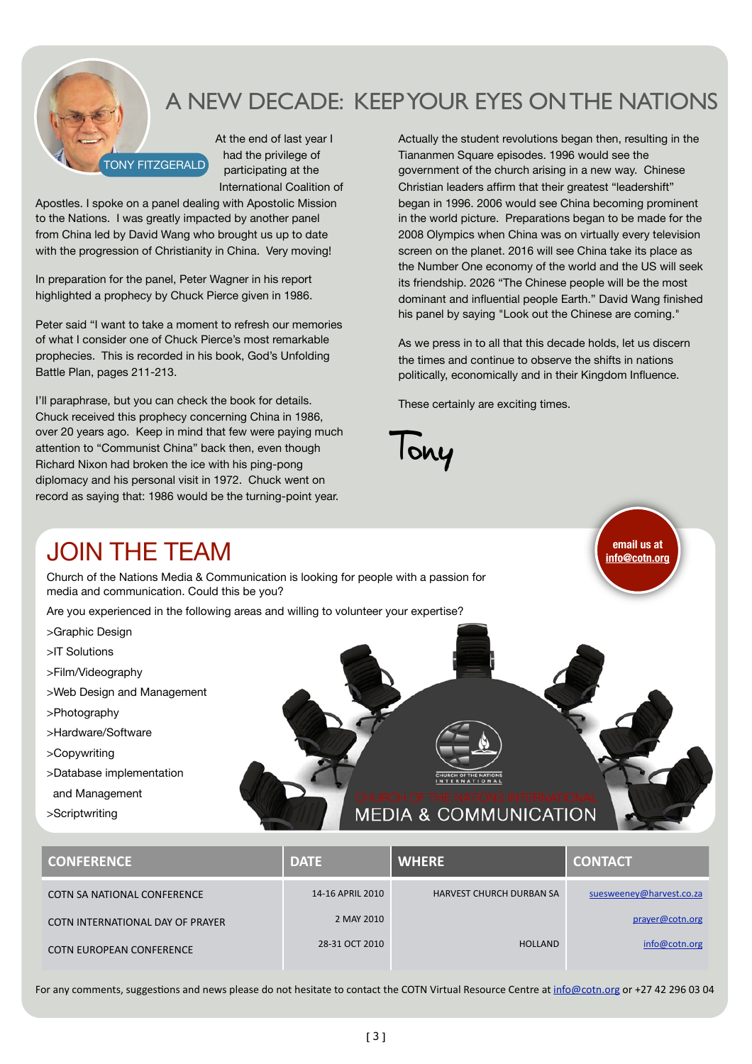# A NEW DECADE: KEEP YOUR EYES ON THE NATIONS

TONY FITZGERALD

At the end of last year I had the privilege of participating at the International Coalition of Apostles. I spoke on a panel dealing with Apostolic Mission to the Nations. I was greatly impacted by another panel from China led by David Wang who brought us up to date with the progression of Christianity in China. Very moving!

In preparation for the panel, Peter Wagner in his report highlighted a prophecy by Chuck Pierce given in 1986.

Peter said "I want to take a moment to refresh our memories of what I consider one of Chuck Pierce's most remarkable prophecies. This is recorded in his book, God's Unfolding Battle Plan, pages 211-213.

I'll paraphrase, but you can check the book for details. Chuck received this prophecy concerning China in 1986, over 20 years ago. Keep in mind that few were paying much attention to "Communist China" back then, even though Richard Nixon had broken the ice with his ping-pong diplomacy and his personal visit in 1972. Chuck went on record as saying that: 1986 would be the turning-point year. Actually the student revolutions began then, resulting in the Tiananmen Square episodes. 1996 would see the government of the church arising in a new way. Chinese Christian leaders affirm that their greatest "leadershift" began in 1996. 2006 would see China becoming prominent in the world picture. Preparations began to be made for the 2008 Olympics when China was on virtually every television screen on the planet. 2016 will see China take its place as the Number One economy of the world and the US will seek its friendship. 2026 "The Chinese people will be the most dominant and influential people Earth." David Wang finished his panel by saying "Look out the Chinese are coming."

As we press in to all that this decade holds, let us discern the times and continue to observe the shifts in nations politically, economically and in their Kingdom Influence.

These certainly are exciting times.

Tony

# JOIN THE TEAM

email us at info@cotn.org

Church of the Nations Media & Communication is looking for people with a passion for media and communication. Could this be you?

Are you experienced in the following areas and willing to volunteer your expertise?

>Graphic Design
>IT Solutions
>Film/Videography
>Web Design and Management
>Photography
>Hardware/Software
>Copywriting
>Database implementation and Management
>Scriptwriting

CHURCH OF THE NATIONS INTERNATIONAL
MEDIA & COMMUNICATION

| CONFERENCE | DATE | WHERE | CONTACT |
|---|---|---|---|
| COTN SA NATIONAL CONFERENCE | 14-16 APRIL 2010 | HARVEST CHURCH DURBAN SA | suesweeney@harvest.co.za |
| COTN INTERNATIONAL DAY OF PRAYER | 2 MAY 2010 | | prayer@cotn.org |
| COTN EUROPEAN CONFERENCE | 28-31 OCT 2010 | HOLLAND | info@cotn.org |

For any comments, suggestions and news please do not hesitate to contact the COTN Virtual Resource Centre at info@cotn.org or +27 42 296 03 04